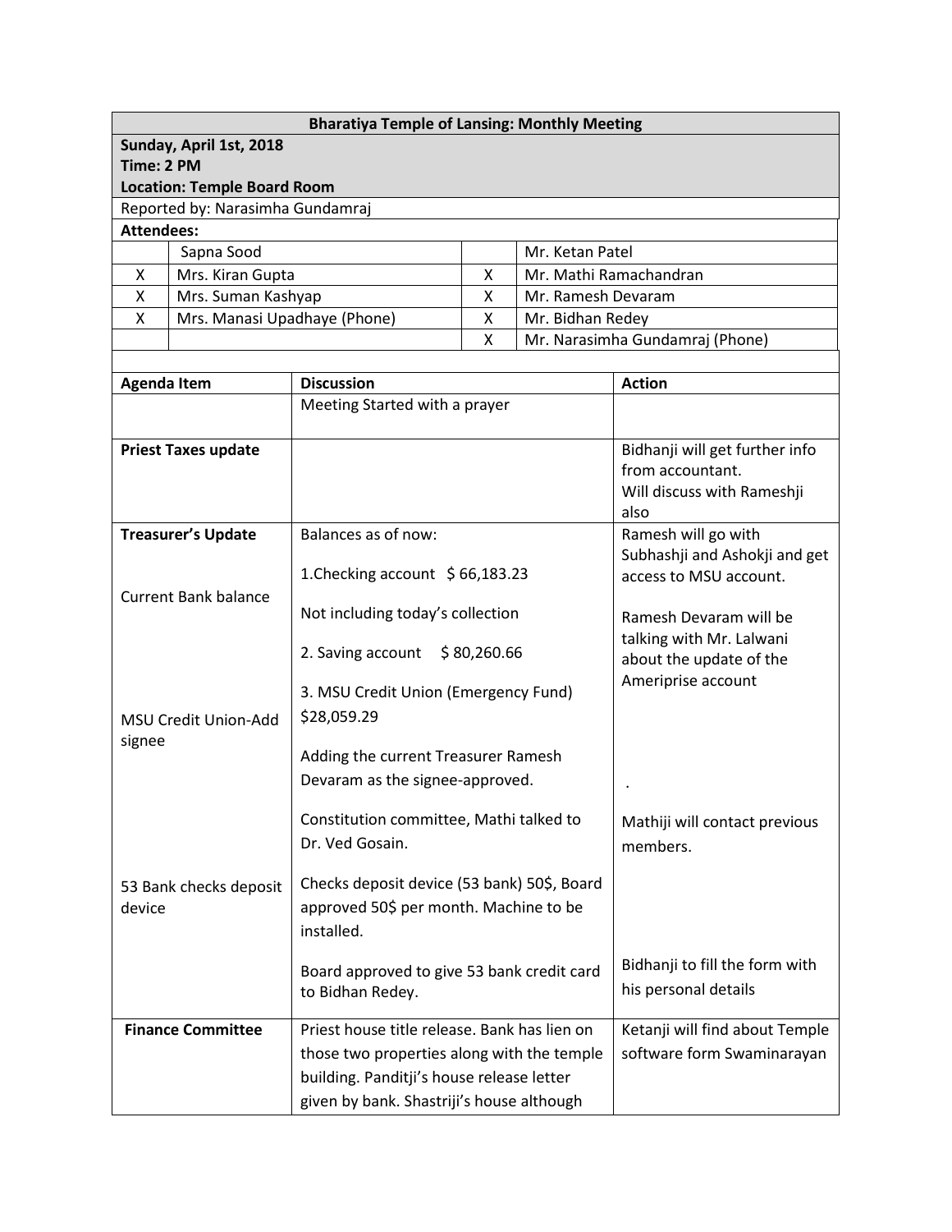**Bharatiya Temple of Lansing: Monthly Meeting**

**Sunday, April 1st, 2018**
**Time: 2 PM**
**Location: Temple Board Room**

Reported by: Narasimha Gundamraj

**Attendees:**

| | | | |
|---|---|---|---|
| | Sapna Sood | | Mr. Ketan Patel |
| X | Mrs. Kiran Gupta | X | Mr. Mathi Ramachandran |
| X | Mrs. Suman Kashyap | X | Mr. Ramesh Devaram |
| X | Mrs. Manasi Upadhaye (Phone) | X | Mr. Bidhan Redey |
| | | X | Mr. Narasimha Gundamraj (Phone) |

| Agenda Item | Discussion | Action |
|---|---|---|
| | Meeting Started with a prayer | |
| **Priest Taxes update** | | Bidhanji will get further info from accountant. Will discuss with Rameshji also |
| **Treasurer's Update**<br><br>Current Bank balance | Balances as of now:<br><br>1.Checking account $ 66,183.23<br><br>Not including today's collection<br><br>2. Saving account $ 80,260.66<br><br>3. MSU Credit Union (Emergency Fund) $28,059.29 | Ramesh will go with Subhashji and Ashokji and get access to MSU account.<br><br>Ramesh Devaram will be talking with Mr. Lalwani about the update of the Ameriprise account |
| MSU Credit Union-Add signee | Adding the current Treasurer Ramesh Devaram as the signee-approved. | . |
| | Constitution committee, Mathi talked to Dr. Ved Gosain. | Mathiji will contact previous members. |
| 53 Bank checks deposit device | Checks deposit device (53 bank) 50$, Board approved 50$ per month. Machine to be installed. | |
| | Board approved to give 53 bank credit card to Bidhan Redey. | Bidhanji to fill the form with his personal details |
| **Finance Committee** | Priest house title release. Bank has lien on those two properties along with the temple building. Panditji's house release letter given by bank. Shastriji's house although | Ketanji will find about Temple software form Swaminarayan |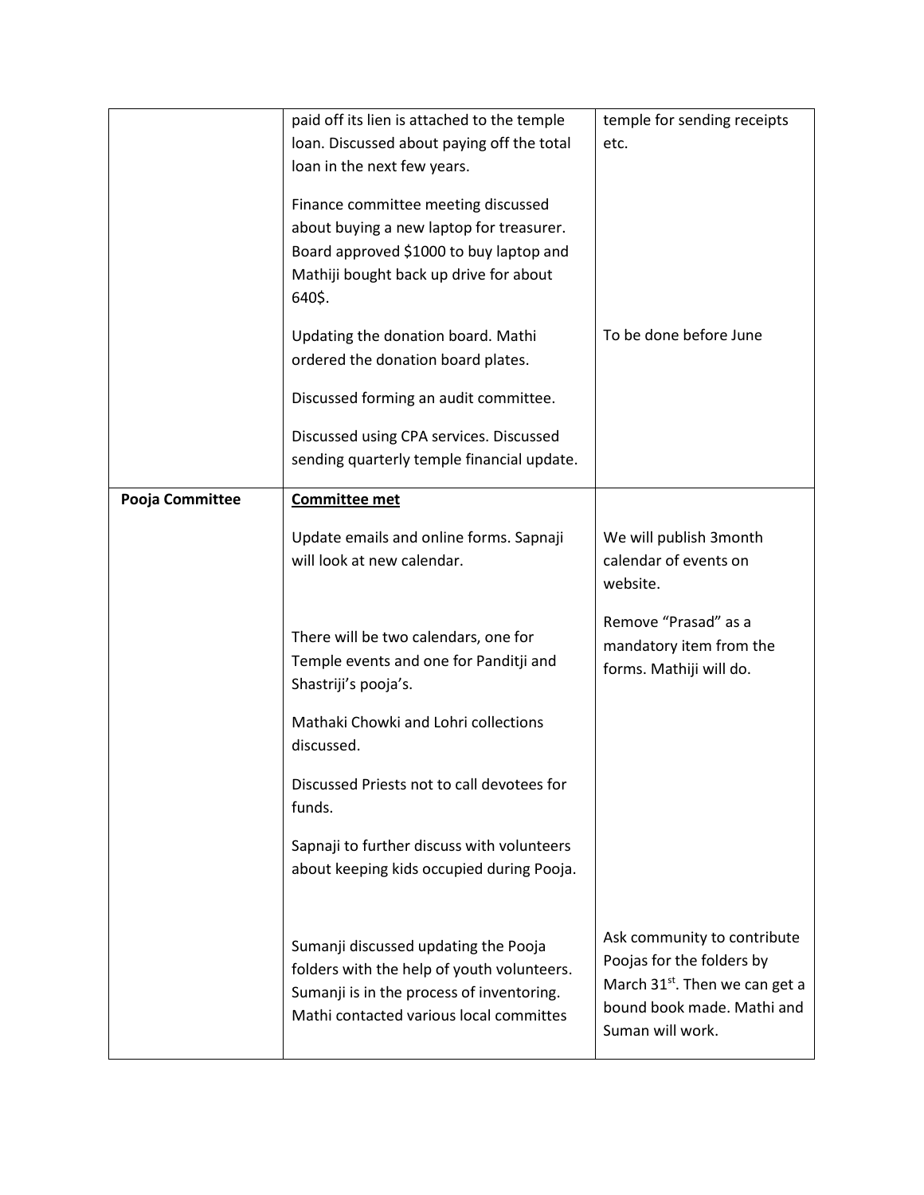| | | |
|---|---|---|
| | paid off its lien is attached to the temple loan. Discussed about paying off the total loan in the next few years.<br><br>Finance committee meeting discussed about buying a new laptop for treasurer. Board approved $1000 to buy laptop and Mathiji bought back up drive for about 640$.<br><br>Updating the donation board. Mathi ordered the donation board plates.<br><br>Discussed forming an audit committee.<br><br>Discussed using CPA services. Discussed sending quarterly temple financial update. | temple for sending receipts etc.<br><br>To be done before June |
| **Pooja Committee** | **<u>Committee met</u>**<br><br>Update emails and online forms. Sapnaji will look at new calendar.<br><br>There will be two calendars, one for Temple events and one for Panditji and Shastriji's pooja's.<br><br>Mathaki Chowki and Lohri collections discussed.<br><br>Discussed Priests not to call devotees for funds.<br><br>Sapnaji to further discuss with volunteers about keeping kids occupied during Pooja.<br><br>Sumanji discussed updating the Pooja folders with the help of youth volunteers. Sumanji is in the process of inventoring. Mathi contacted various local committes | We will publish 3month calendar of events on website.<br><br>Remove "Prasad" as a mandatory item from the forms. Mathiji will do.<br><br>Ask community to contribute Poojas for the folders by March 31st. Then we can get a bound book made. Mathi and Suman will work. |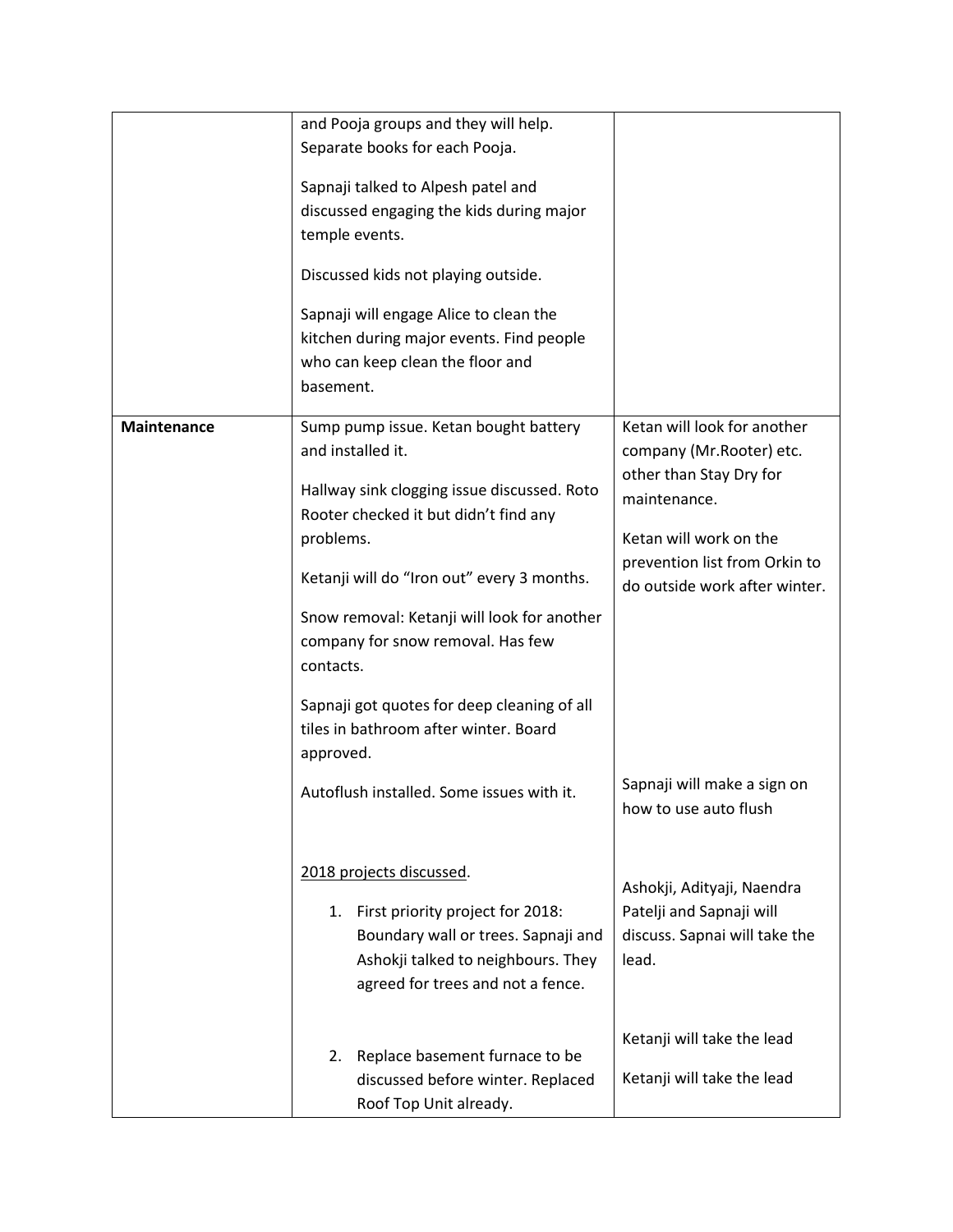| | | |
|---|---|---|
| | and Pooja groups and they will help. Separate books for each Pooja.<br><br>Sapnaji talked to Alpesh patel and discussed engaging the kids during major temple events.<br><br>Discussed kids not playing outside.<br><br>Sapnaji will engage Alice to clean the kitchen during major events. Find people who can keep clean the floor and basement. | |
| **Maintenance** | Sump pump issue. Ketan bought battery and installed it.<br><br>Hallway sink clogging issue discussed. Roto Rooter checked it but didn't find any problems.<br><br>Ketanji will do "Iron out" every 3 months.<br><br>Snow removal: Ketanji will look for another company for snow removal. Has few contacts.<br><br>Sapnaji got quotes for deep cleaning of all tiles in bathroom after winter. Board approved.<br><br>Autoflush installed. Some issues with it.<br><br><u>2018 projects discussed</u>.<br><br>1. First priority project for 2018: Boundary wall or trees. Sapnaji and Ashokji talked to neighbours. They agreed for trees and not a fence.<br><br>2. Replace basement furnace to be discussed before winter. Replaced Roof Top Unit already. | Ketan will look for another company (Mr.Rooter) etc. other than Stay Dry for maintenance.<br><br>Ketan will work on the prevention list from Orkin to do outside work after winter.<br><br>Sapnaji will make a sign on how to use auto flush<br><br>Ashokji, Adityaji, Naendra Patelji and Sapnaji will discuss. Sapnai will take the lead.<br><br>Ketanji will take the lead<br><br>Ketanji will take the lead |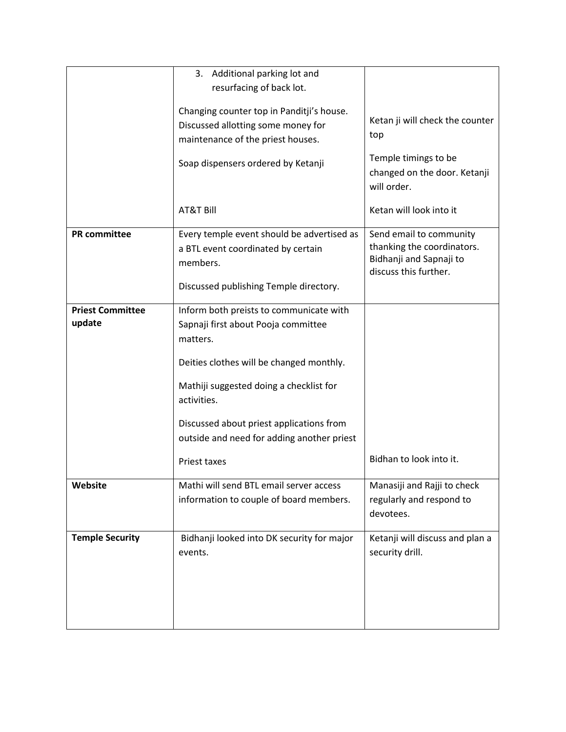| | | |
|---|---|---|
| | 3. Additional parking lot and resurfacing of back lot.<br><br>Changing counter top in Panditji's house. Discussed allotting some money for maintenance of the priest houses.<br><br>Soap dispensers ordered by Ketanji<br><br>AT&T Bill | Ketan ji will check the counter top<br><br>Temple timings to be changed on the door. Ketanji will order.<br><br>Ketan will look into it |
| **PR committee** | Every temple event should be advertised as a BTL event coordinated by certain members.<br><br>Discussed publishing Temple directory. | Send email to community thanking the coordinators. Bidhanji and Sapnaji to discuss this further. |
| **Priest Committee update** | Inform both preists to communicate with Sapnaji first about Pooja committee matters.<br><br>Deities clothes will be changed monthly.<br><br>Mathiji suggested doing a checklist for activities.<br><br>Discussed about priest applications from outside and need for adding another priest<br><br>Priest taxes | Bidhan to look into it. |
| **Website** | Mathi will send BTL email server access information to couple of board members. | Manasiji and Rajji to check regularly and respond to devotees. |
| **Temple Security** | Bidhanji looked into DK security for major events. | Ketanji will discuss and plan a security drill. |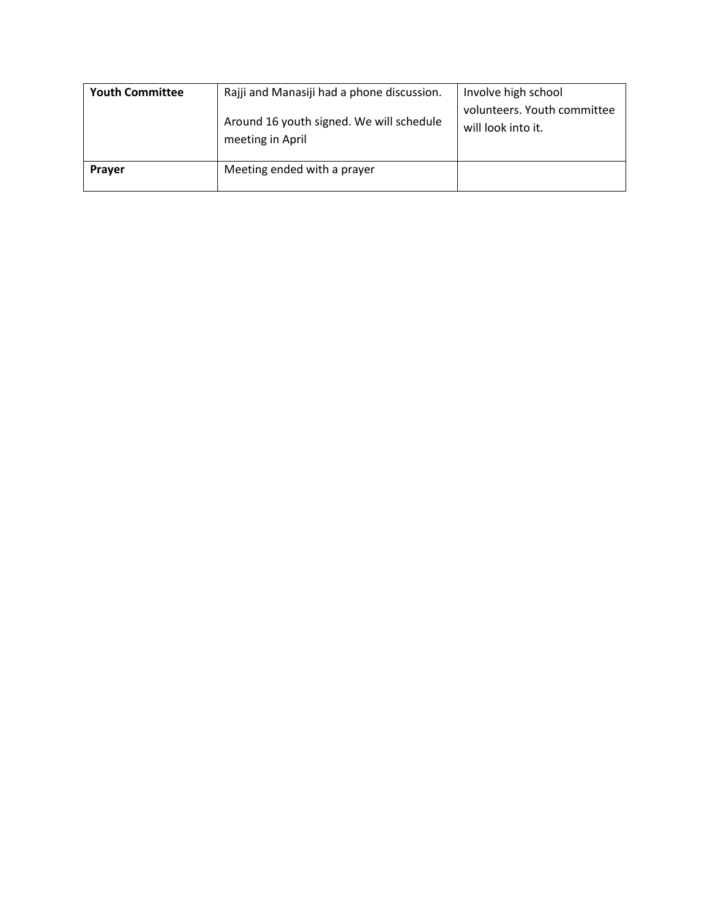| | | |
|---|---|---|
| **Youth Committee** | Rajji and Manasiji had a phone discussion.<br><br>Around 16 youth signed. We will schedule meeting in April | Involve high school volunteers. Youth committee will look into it. |
| **Prayer** | Meeting ended with a prayer | |